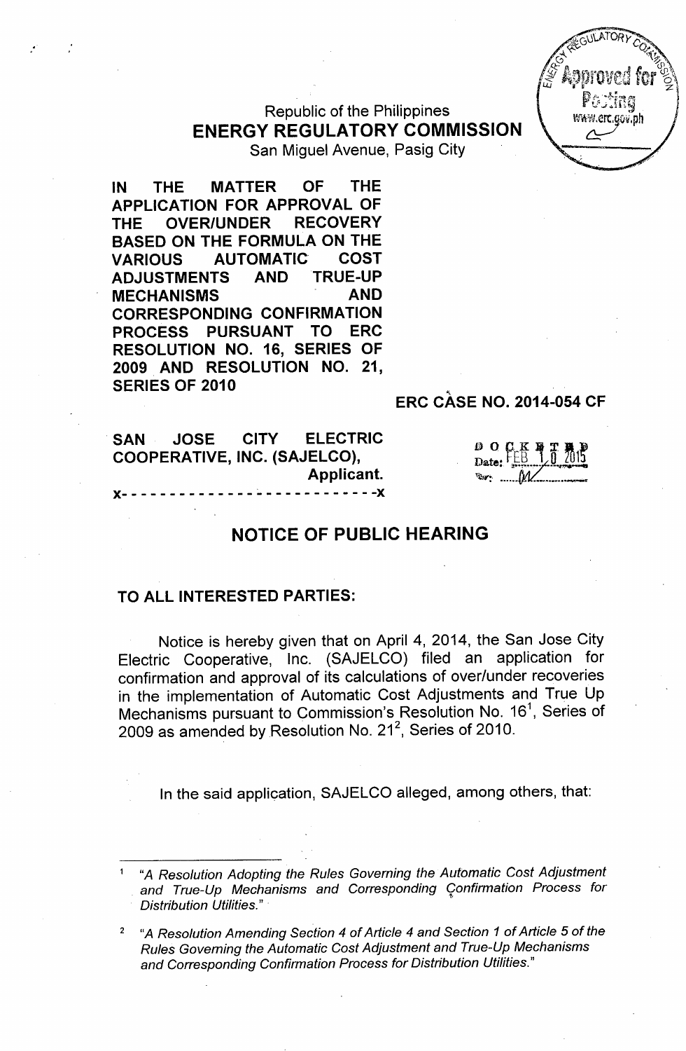Republic of the Philippines
**ENERGY REGULATORY COMMISSION**
San Miguel Avenue, Pasig City

**IN THE MATTER OF THE APPLICATION FOR APPROVAL OF THE OVER/UNDER RECOVERY BASED ON THE FORMULA ON THE VARIOUS AUTOMATIC COST ADJUSTMENTS AND TRUE-UP MECHANISMS AND CORRESPONDING CONFIRMATION PROCESS PURSUANT TO ERC RESOLUTION NO. 16, SERIES OF 2009 AND RESOLUTION NO. 21, SERIES OF 2010**

**ERC CASE NO. 2014-054 CF**

**SAN JOSE CITY ELECTRIC COOPERATIVE, INC. (SAJELCO),**
**Applicant.**
**x- - - - - - - - - - - - - - - - - - - - - - - - - -x**

DOCKETED
Date: FEB 10 2015
By: M

## NOTICE OF PUBLIC HEARING

**TO ALL INTERESTED PARTIES:**

Notice is hereby given that on April 4, 2014, the San Jose City Electric Cooperative, Inc. (SAJELCO) filed an application for confirmation and approval of its calculations of over/under recoveries in the implementation of Automatic Cost Adjustments and True Up Mechanisms pursuant to Commission's Resolution No. 16[1], Series of 2009 as amended by Resolution No. 21[2], Series of 2010.

In the said application, SAJELCO alleged, among others, that:

---

[1] *"A Resolution Adopting the Rules Governing the Automatic Cost Adjustment and True-Up Mechanisms and Corresponding Confirmation Process for Distribution Utilities."*

[2] *"A Resolution Amending Section 4 of Article 4 and Section 1 of Article 5 of the Rules Governing the Automatic Cost Adjustment and True-Up Mechanisms and Corresponding Confirmation Process for Distribution Utilities."*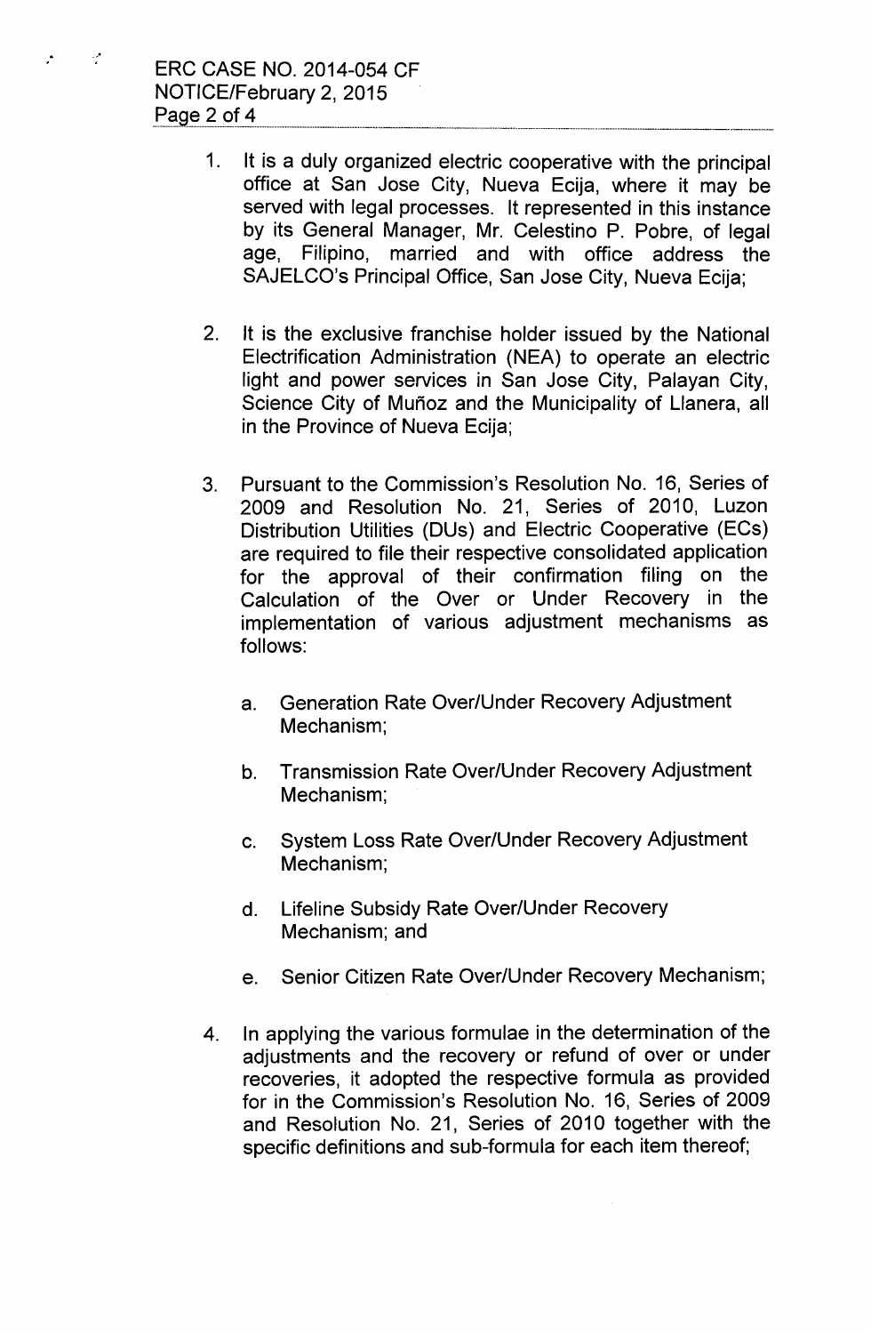1. It is a duly organized electric cooperative with the principal office at San Jose City, Nueva Ecija, where it may be served with legal processes. It represented in this instance by its General Manager, Mr. Celestino P. Pobre, of legal age, Filipino, married and with office address the SAJELCO's Principal Office, San Jose City, Nueva Ecija;

2. It is the exclusive franchise holder issued by the National Electrification Administration (NEA) to operate an electric light and power services in San Jose City, Palayan City, Science City of Muñoz and the Municipality of Llanera, all in the Province of Nueva Ecija;

3. Pursuant to the Commission's Resolution No. 16, Series of 2009 and Resolution No. 21, Series of 2010, Luzon Distribution Utilities (DUs) and Electric Cooperative (ECs) are required to file their respective consolidated application for the approval of their confirmation filing on the Calculation of the Over or Under Recovery in the implementation of various adjustment mechanisms as follows:

   a. Generation Rate Over/Under Recovery Adjustment Mechanism;

   b. Transmission Rate Over/Under Recovery Adjustment Mechanism;

   c. System Loss Rate Over/Under Recovery Adjustment Mechanism;

   d. Lifeline Subsidy Rate Over/Under Recovery Mechanism; and

   e. Senior Citizen Rate Over/Under Recovery Mechanism;

4. In applying the various formulae in the determination of the adjustments and the recovery or refund of over or under recoveries, it adopted the respective formula as provided for in the Commission's Resolution No. 16, Series of 2009 and Resolution No. 21, Series of 2010 together with the specific definitions and sub-formula for each item thereof;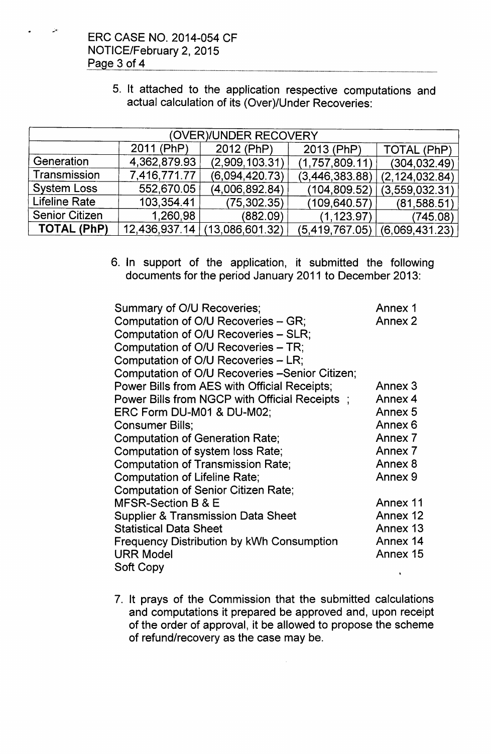5. It attached to the application respective computations and actual calculation of its (Over)/Under Recoveries:

| (OVER)/UNDER RECOVERY | | | | |
|---|---|---|---|---|
| | 2011 (PhP) | 2012 (PhP) | 2013 (PhP) | TOTAL (PhP) |
| Generation | 4,362,879.93 | (2,909,103.31) | (1,757,809.11) | (304,032.49) |
| Transmission | 7,416,771.77 | (6,094,420.73) | (3,446,383.88) | (2,124,032.84) |
| System Loss | 552,670.05 | (4,006,892.84) | (104,809.52) | (3,559,032.31) |
| Lifeline Rate | 103,354.41 | (75,302.35) | (109,640.57) | (81,588.51) |
| Senior Citizen | 1,260,98 | (882.09) | (1,123.97) | (745.08) |
| **TOTAL (PhP)** | 12,436,937.14 | (13,086,601.32) | (5,419,767.05) | (6,069,431.23) |

6. In support of the application, it submitted the following documents for the period January 2011 to December 2013:

| | |
|---|---|
| Summary of O/U Recoveries; | Annex 1 |
| Computation of O/U Recoveries – GR; | Annex 2 |
| Computation of O/U Recoveries – SLR; | |
| Computation of O/U Recoveries – TR; | |
| Computation of O/U Recoveries – LR; | |
| Computation of O/U Recoveries –Senior Citizen; | |
| Power Bills from AES with Official Receipts; | Annex 3 |
| Power Bills from NGCP with Official Receipts ; | Annex 4 |
| ERC Form DU-M01 & DU-M02; | Annex 5 |
| Consumer Bills; | Annex 6 |
| Computation of Generation Rate; | Annex 7 |
| Computation of system loss Rate; | Annex 7 |
| Computation of Transmission Rate; | Annex 8 |
| Computation of Lifeline Rate; | Annex 9 |
| Computation of Senior Citizen Rate; | |
| MFSR-Section B & E | Annex 11 |
| Supplier & Transmission Data Sheet | Annex 12 |
| Statistical Data Sheet | Annex 13 |
| Frequency Distribution by kWh Consumption | Annex 14 |
| URR Model | Annex 15 |
| Soft Copy | |

7. It prays of the Commission that the submitted calculations and computations it prepared be approved and, upon receipt of the order of approval, it be allowed to propose the scheme of refund/recovery as the case may be.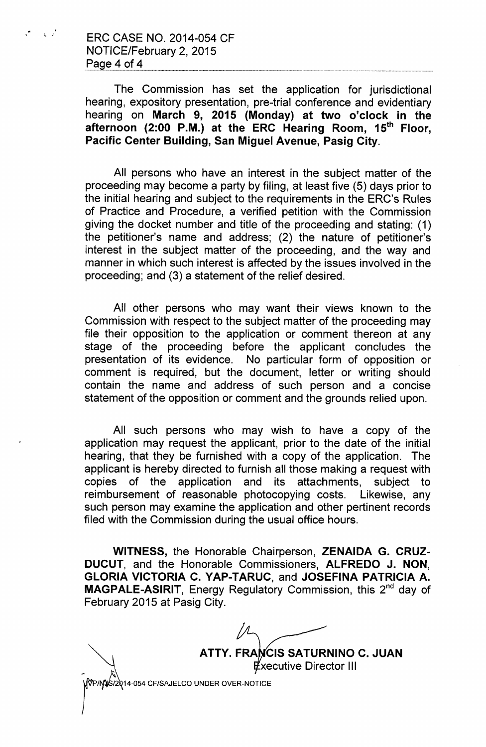The Commission has set the application for jurisdictional hearing, expository presentation, pre-trial conference and evidentiary hearing on **March 9, 2015 (Monday) at two o'clock in the afternoon (2:00 P.M.) at the ERC Hearing Room, 15th Floor, Pacific Center Building, San Miguel Avenue, Pasig City.**

All persons who have an interest in the subject matter of the proceeding may become a party by filing, at least five (5) days prior to the initial hearing and subject to the requirements in the ERC's Rules of Practice and Procedure, a verified petition with the Commission giving the docket number and title of the proceeding and stating: (1) the petitioner's name and address; (2) the nature of petitioner's interest in the subject matter of the proceeding, and the way and manner in which such interest is affected by the issues involved in the proceeding; and (3) a statement of the relief desired.

All other persons who may want their views known to the Commission with respect to the subject matter of the proceeding may file their opposition to the application or comment thereon at any stage of the proceeding before the applicant concludes the presentation of its evidence. No particular form of opposition or comment is required, but the document, letter or writing should contain the name and address of such person and a concise statement of the opposition or comment and the grounds relied upon.

All such persons who may wish to have a copy of the application may request the applicant, prior to the date of the initial hearing, that they be furnished with a copy of the application. The applicant is hereby directed to furnish all those making a request with copies of the application and its attachments, subject to reimbursement of reasonable photocopying costs. Likewise, any such person may examine the application and other pertinent records filed with the Commission during the usual office hours.

**WITNESS,** the Honorable Chairperson, **ZENAIDA G. CRUZ-DUCUT**, and the Honorable Commissioners, **ALFREDO J. NON, GLORIA VICTORIA C. YAP-TARUC**, and **JOSEFINA PATRICIA A. MAGPALE-ASIRIT**, Energy Regulatory Commission, this 2nd day of February 2015 at Pasig City.

**ATTY. FRANCIS SATURNINO C. JUAN**
Executive Director III

VP/NJS/2014-054 CF/SAJELCO UNDER OVER-NOTICE